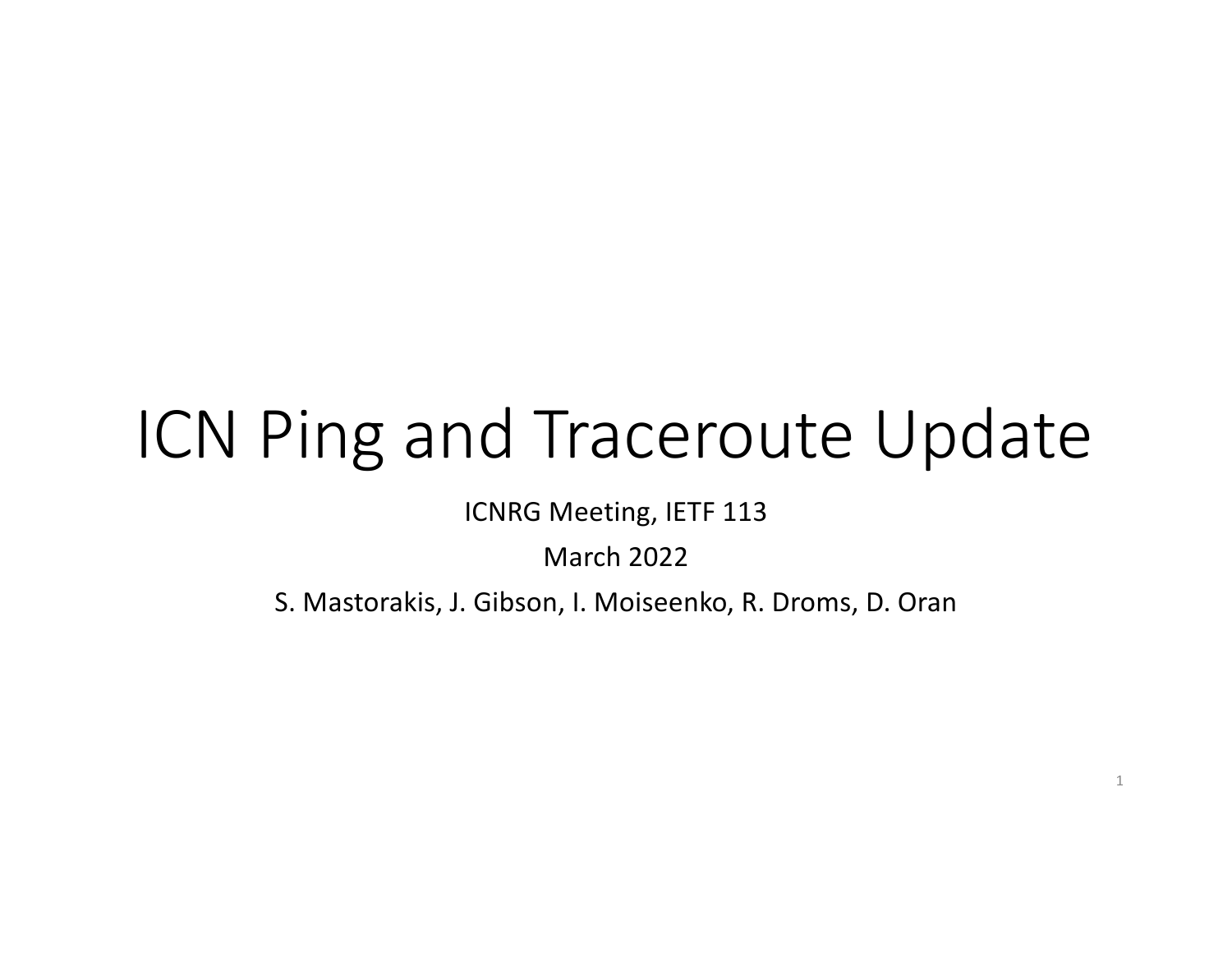# ICN Ping and Traceroute Update

ICNRG Meeting, IETF 113

March 2022

S. Mastorakis, J. Gibson, I. Moiseenko, R. Droms, D. Oran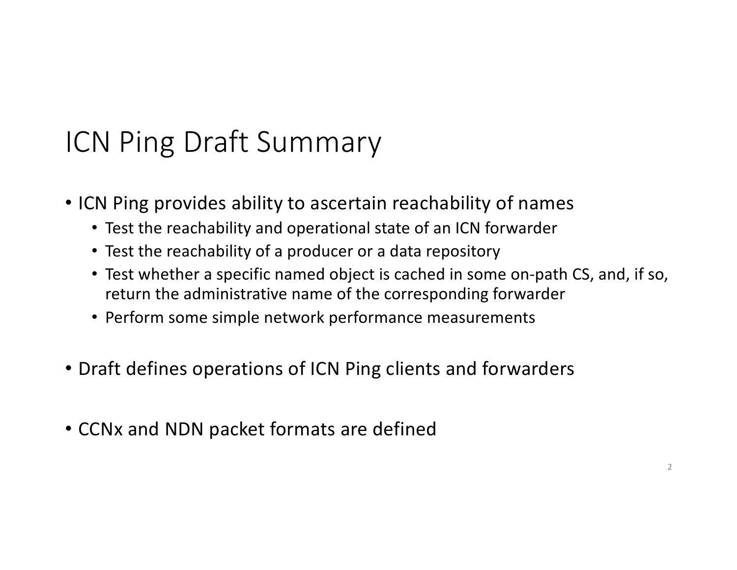# ICN Ping Draft Summary

- ICN Ping provides ability to ascertain reachability of names
  - Test the reachability and operational state of an ICN forwarder
  - Test the reachability of a producer or a data repository
  - Test whether a specific named object is cached in some on-path CS, and, if so, return the administrative name of the corresponding forwarder
  - Perform some simple network performance measurements
- Draft defines operations of ICN Ping clients and forwarders
- CCNx and NDN packet formats are defined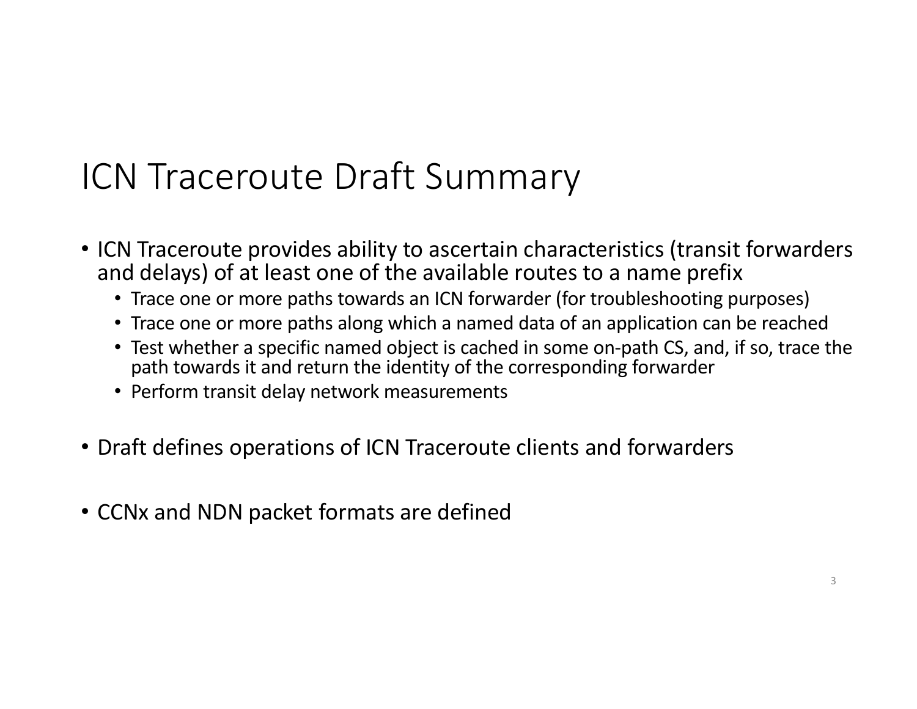# ICN Traceroute Draft Summary

- ICN Traceroute provides ability to ascertain characteristics (transit forwarders and delays) of at least one of the available routes to a name prefix
  - Trace one or more paths towards an ICN forwarder (for troubleshooting purposes)
  - Trace one or more paths along which a named data of an application can be reached
  - Test whether a specific named object is cached in some on-path CS, and, if so, trace the path towards it and return the identity of the corresponding forwarder
  - Perform transit delay network measurements

- Draft defines operations of ICN Traceroute clients and forwarders

- CCNx and NDN packet formats are defined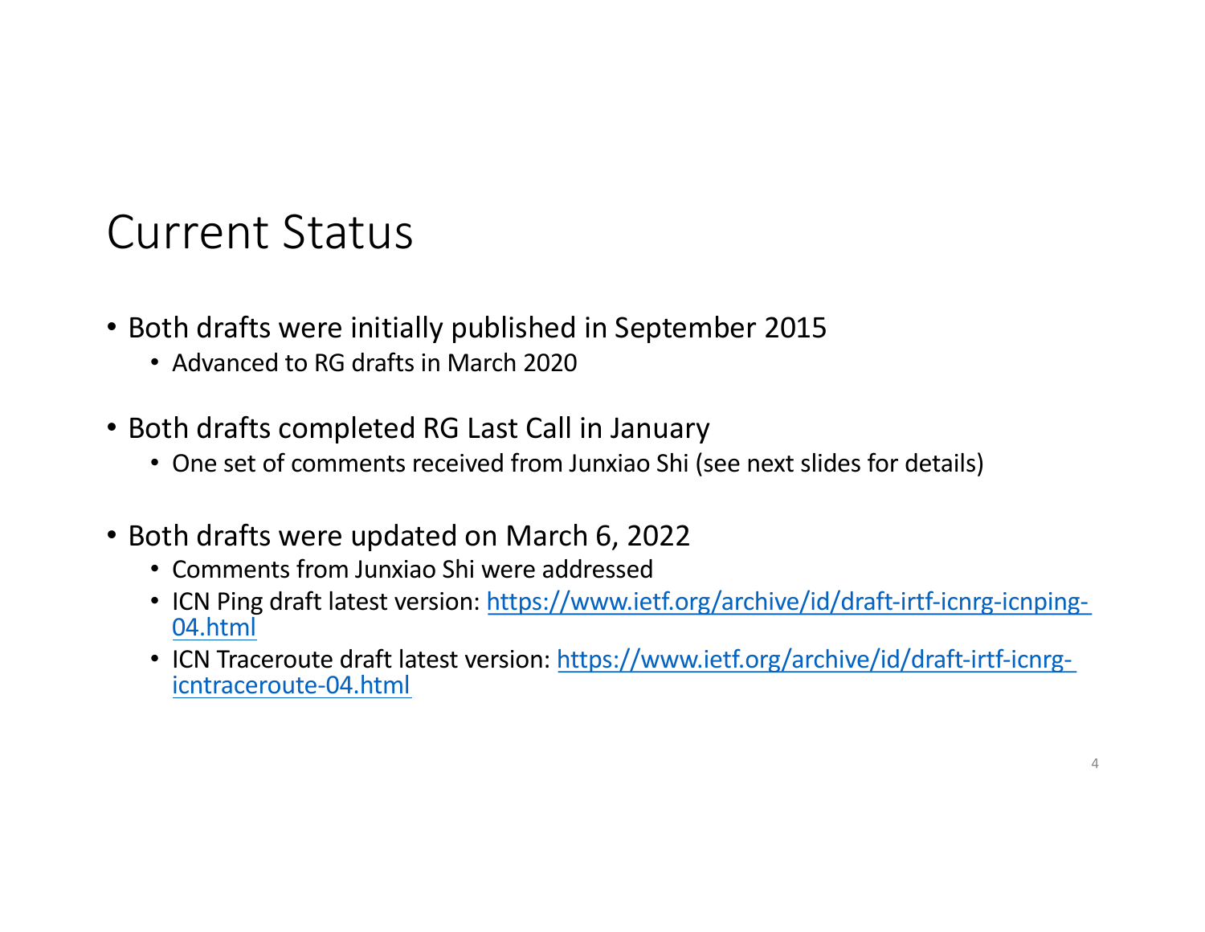# Current Status

- Both drafts were initially published in September 2015
  - Advanced to RG drafts in March 2020
- Both drafts completed RG Last Call in January
  - One set of comments received from Junxiao Shi (see next slides for details)
- Both drafts were updated on March 6, 2022
  - Comments from Junxiao Shi were addressed
  - ICN Ping draft latest version: [https://www.ietf.org/archive/id/draft-irtf-icnrg-icnping-04.html](https://www.ietf.org/archive/id/draft-irtf-icnrg-icnping-04.html)
  - ICN Traceroute draft latest version: [https://www.ietf.org/archive/id/draft-irtf-icnrg-icntraceroute-04.html](https://www.ietf.org/archive/id/draft-irtf-icnrg-icntraceroute-04.html)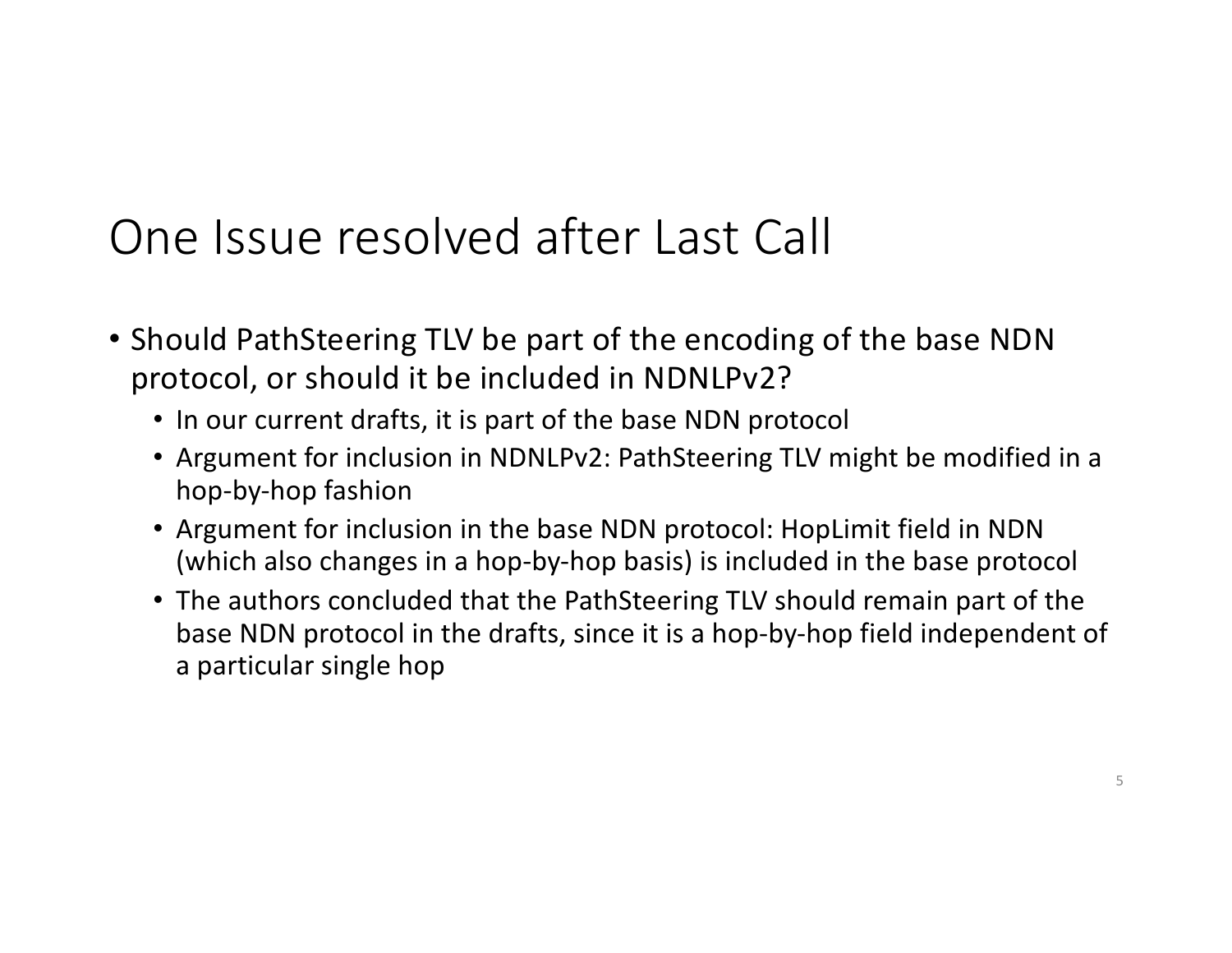# One Issue resolved after Last Call

- Should PathSteering TLV be part of the encoding of the base NDN protocol, or should it be included in NDNLPv2?
  - In our current drafts, it is part of the base NDN protocol
  - Argument for inclusion in NDNLPv2: PathSteering TLV might be modified in a hop-by-hop fashion
  - Argument for inclusion in the base NDN protocol: HopLimit field in NDN (which also changes in a hop-by-hop basis) is included in the base protocol
  - The authors concluded that the PathSteering TLV should remain part of the base NDN protocol in the drafts, since it is a hop-by-hop field independent of a particular single hop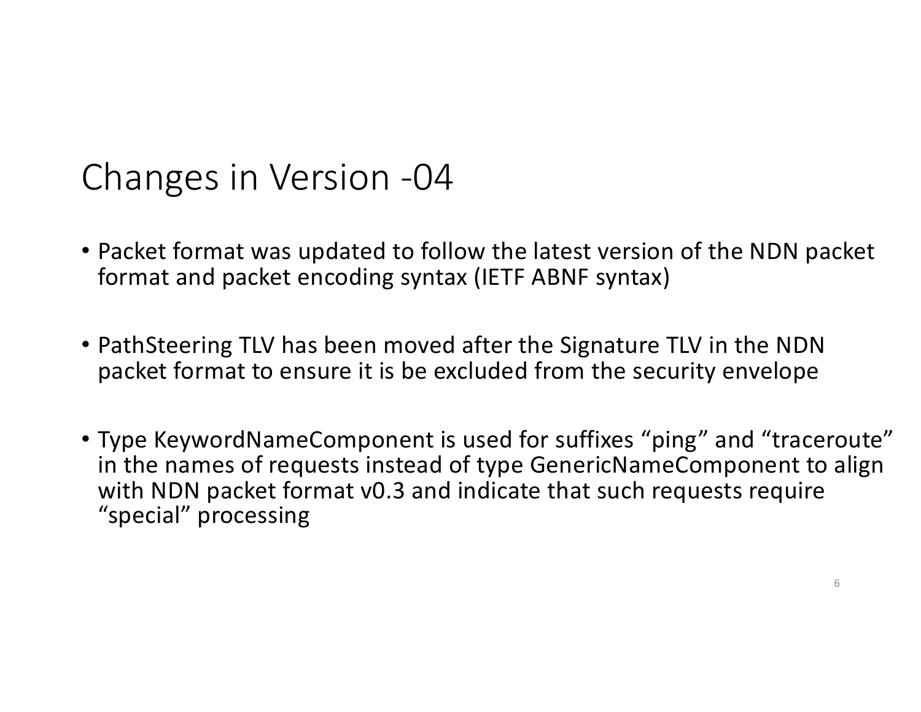# Changes in Version -04

- Packet format was updated to follow the latest version of the NDN packet format and packet encoding syntax (IETF ABNF syntax)

- PathSteering TLV has been moved after the Signature TLV in the NDN packet format to ensure it is be excluded from the security envelope

- Type KeywordNameComponent is used for suffixes “ping” and “traceroute” in the names of requests instead of type GenericNameComponent to align with NDN packet format v0.3 and indicate that such requests require “special” processing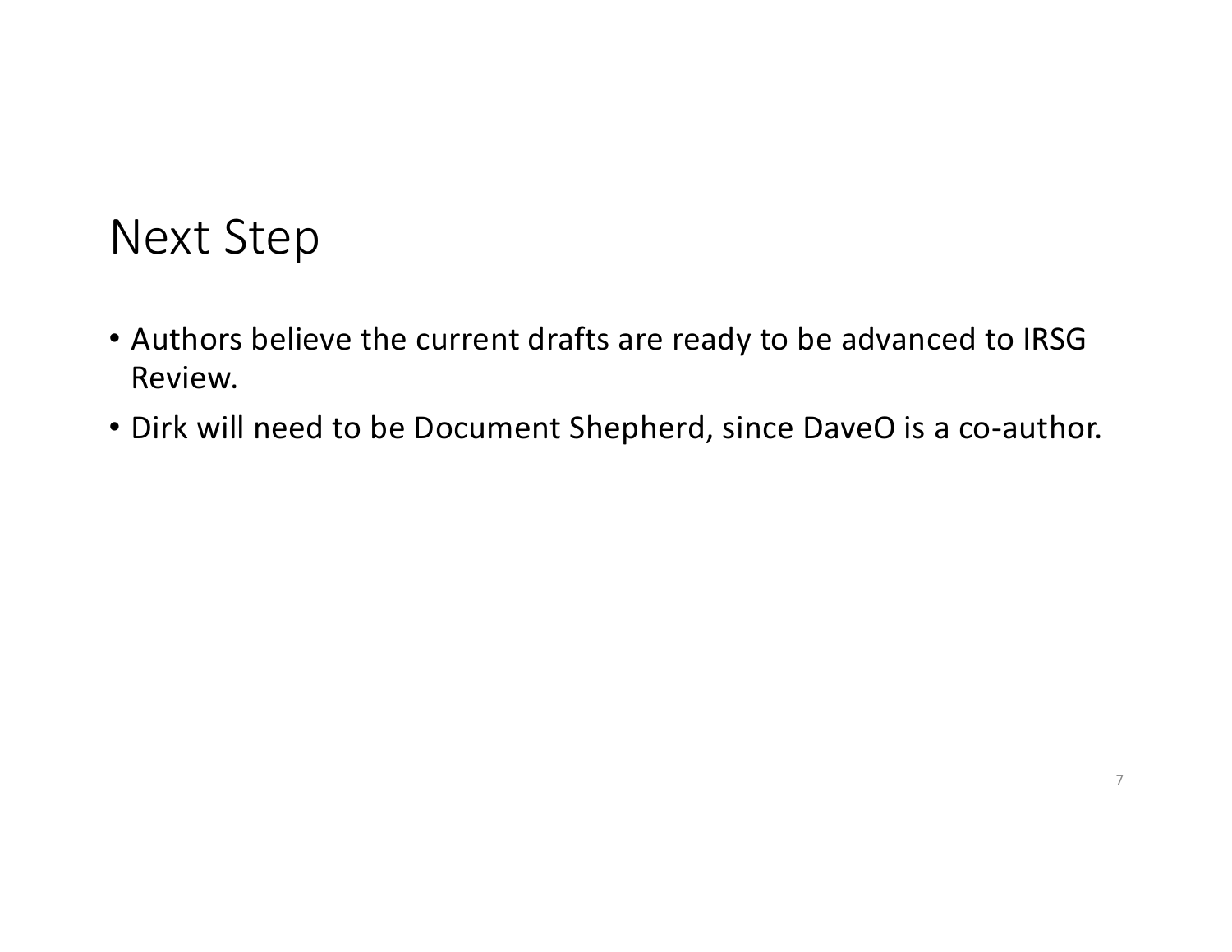# Next Step

- Authors believe the current drafts are ready to be advanced to IRSG Review.
- Dirk will need to be Document Shepherd, since DaveO is a co-author.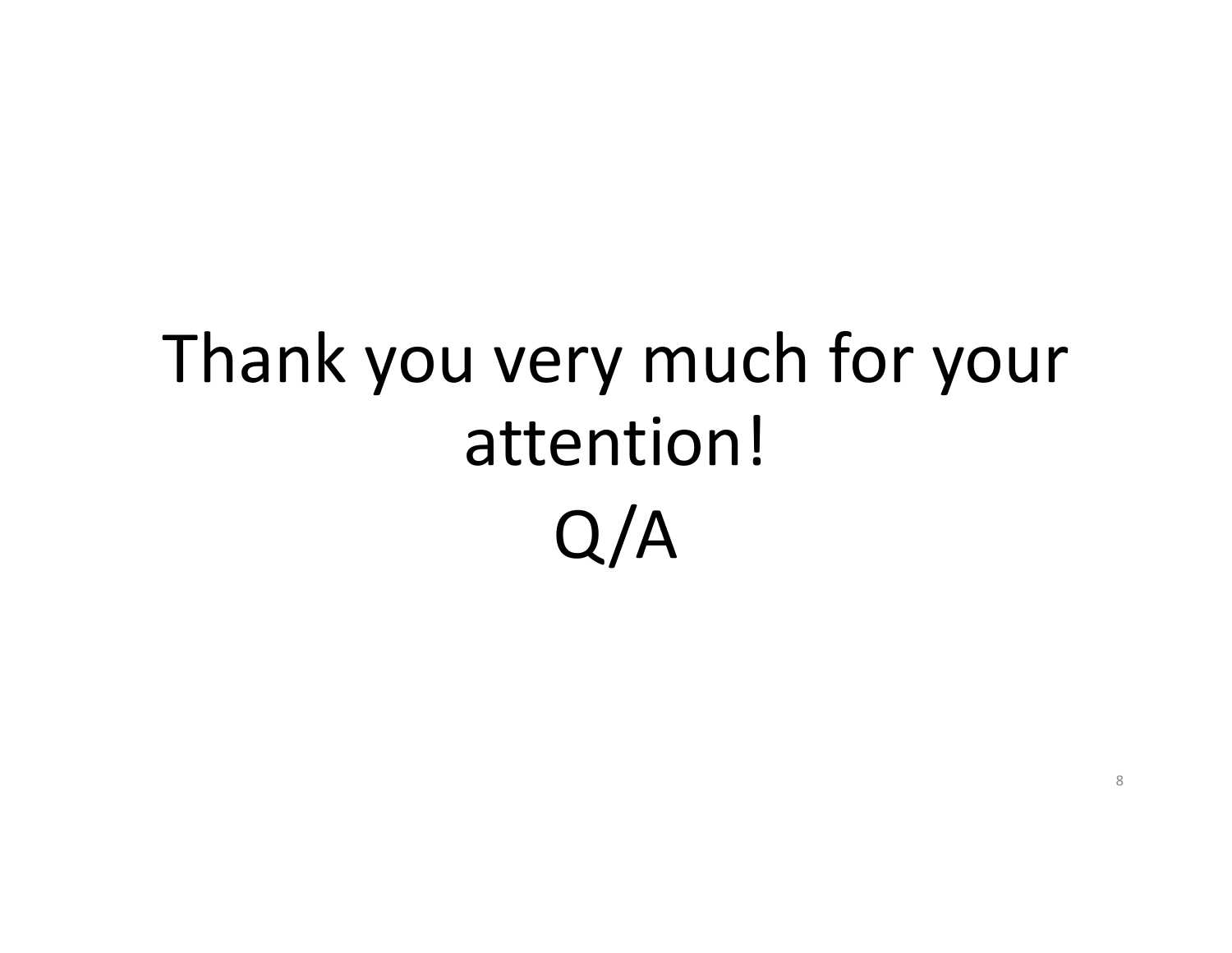Thank you very much for your attention!

Q/A